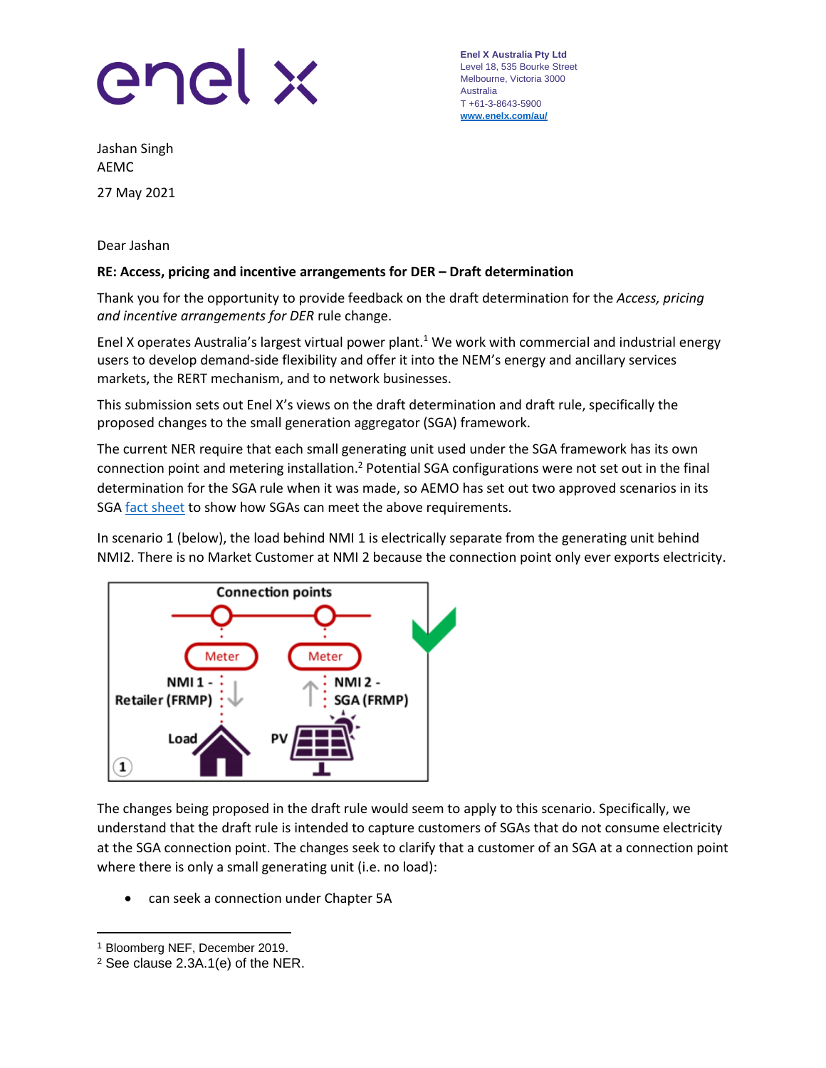enel x

**Enel X Australia Pty Ltd**
Level 18, 535 Bourke Street
Melbourne, Victoria 3000
Australia
T +61-3-8643-5900
www.enelx.com/au/

Jashan Singh
AEMC

27 May 2021

Dear Jashan

**RE: Access, pricing and incentive arrangements for DER – Draft determination**

Thank you for the opportunity to provide feedback on the draft determination for the *Access, pricing and incentive arrangements for DER* rule change.

Enel X operates Australia's largest virtual power plant.[1] We work with commercial and industrial energy users to develop demand-side flexibility and offer it into the NEM's energy and ancillary services markets, the RERT mechanism, and to network businesses.

This submission sets out Enel X's views on the draft determination and draft rule, specifically the proposed changes to the small generation aggregator (SGA) framework.

The current NER require that each small generating unit used under the SGA framework has its own connection point and metering installation.[2] Potential SGA configurations were not set out in the final determination for the SGA rule when it was made, so AEMO has set out two approved scenarios in its SGA fact sheet to show how SGAs can meet the above requirements.

In scenario 1 (below), the load behind NMI 1 is electrically separate from the generating unit behind NMI2. There is no Market Customer at NMI 2 because the connection point only ever exports electricity.

Connection points

Meter | Meter

NMI 1 - Retailer (FRMP) | NMI 2 - SGA (FRMP)

Load | PV

1

The changes being proposed in the draft rule would seem to apply to this scenario. Specifically, we understand that the draft rule is intended to capture customers of SGAs that do not consume electricity at the SGA connection point. The changes seek to clarify that a customer of an SGA at a connection point where there is only a small generating unit (i.e. no load):

- can seek a connection under Chapter 5A

[1] Bloomberg NEF, December 2019.
[2] See clause 2.3A.1(e) of the NER.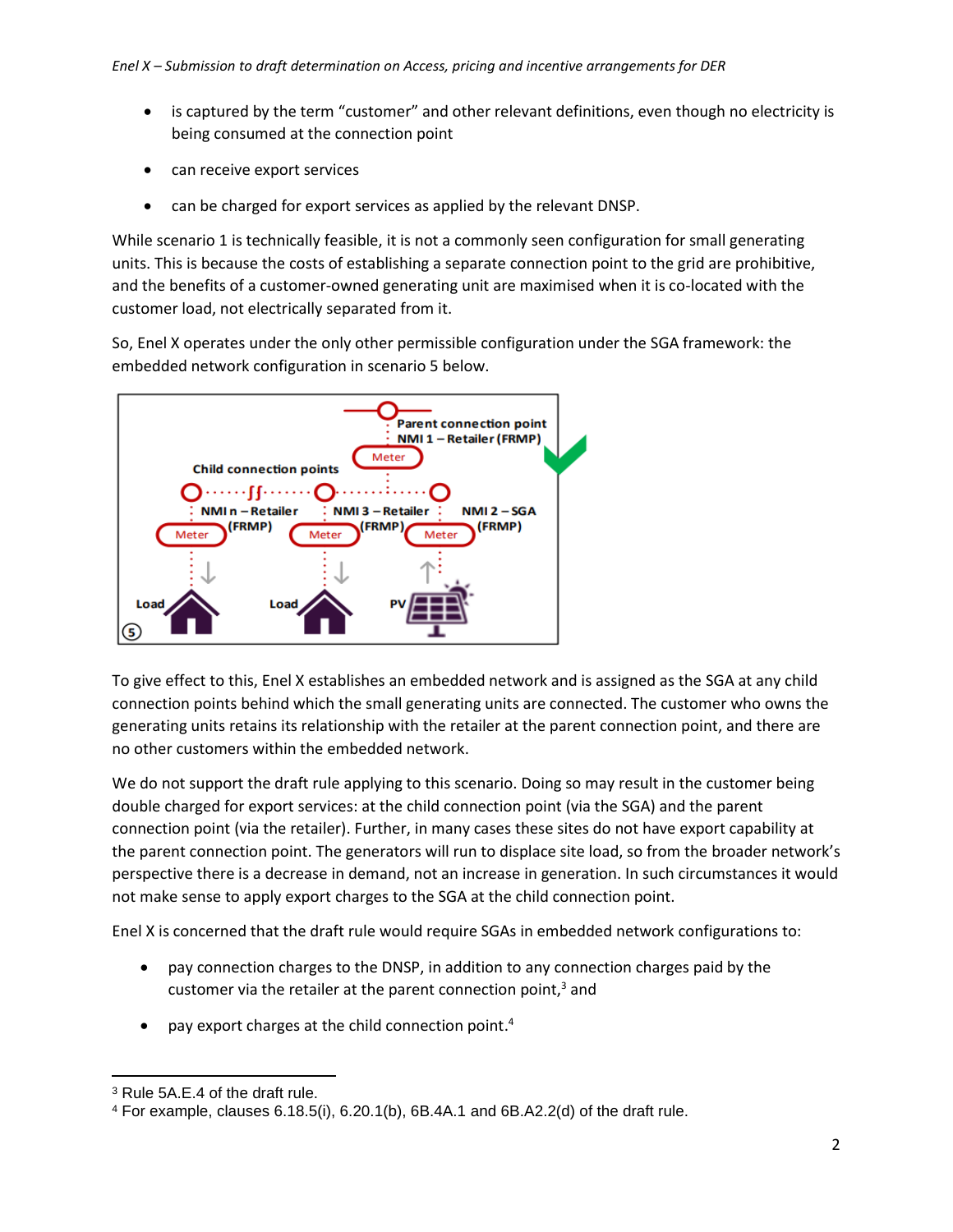- is captured by the term "customer" and other relevant definitions, even though no electricity is being consumed at the connection point
- can receive export services
- can be charged for export services as applied by the relevant DNSP.

While scenario 1 is technically feasible, it is not a commonly seen configuration for small generating units. This is because the costs of establishing a separate connection point to the grid are prohibitive, and the benefits of a customer-owned generating unit are maximised when it is co-located with the customer load, not electrically separated from it.

So, Enel X operates under the only other permissible configuration under the SGA framework: the embedded network configuration in scenario 5 below.

To give effect to this, Enel X establishes an embedded network and is assigned as the SGA at any child connection points behind which the small generating units are connected. The customer who owns the generating units retains its relationship with the retailer at the parent connection point, and there are no other customers within the embedded network.

We do not support the draft rule applying to this scenario. Doing so may result in the customer being double charged for export services: at the child connection point (via the SGA) and the parent connection point (via the retailer). Further, in many cases these sites do not have export capability at the parent connection point. The generators will run to displace site load, so from the broader network's perspective there is a decrease in demand, not an increase in generation. In such circumstances it would not make sense to apply export charges to the SGA at the child connection point.

Enel X is concerned that the draft rule would require SGAs in embedded network configurations to:

- pay connection charges to the DNSP, in addition to any connection charges paid by the customer via the retailer at the parent connection point,[3] and
- pay export charges at the child connection point.[4]

[3] Rule 5A.E.4 of the draft rule.

[4] For example, clauses 6.18.5(i), 6.20.1(b), 6B.4A.1 and 6B.A2.2(d) of the draft rule.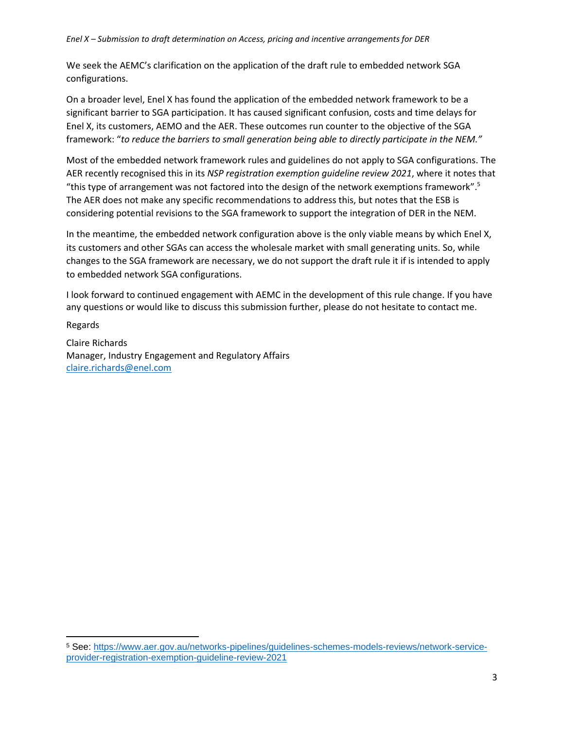We seek the AEMC's clarification on the application of the draft rule to embedded network SGA configurations.

On a broader level, Enel X has found the application of the embedded network framework to be a significant barrier to SGA participation. It has caused significant confusion, costs and time delays for Enel X, its customers, AEMO and the AER. These outcomes run counter to the objective of the SGA framework: "*to reduce the barriers to small generation being able to directly participate in the NEM."*

Most of the embedded network framework rules and guidelines do not apply to SGA configurations. The AER recently recognised this in its *NSP registration exemption guideline review 2021*, where it notes that "this type of arrangement was not factored into the design of the network exemptions framework".[5] The AER does not make any specific recommendations to address this, but notes that the ESB is considering potential revisions to the SGA framework to support the integration of DER in the NEM.

In the meantime, the embedded network configuration above is the only viable means by which Enel X, its customers and other SGAs can access the wholesale market with small generating units. So, while changes to the SGA framework are necessary, we do not support the draft rule it if is intended to apply to embedded network SGA configurations.

I look forward to continued engagement with AEMC in the development of this rule change. If you have any questions or would like to discuss this submission further, please do not hesitate to contact me.

Regards

Claire Richards
Manager, Industry Engagement and Regulatory Affairs
claire.richards@enel.com

[5] See: https://www.aer.gov.au/networks-pipelines/guidelines-schemes-models-reviews/network-service-provider-registration-exemption-guideline-review-2021